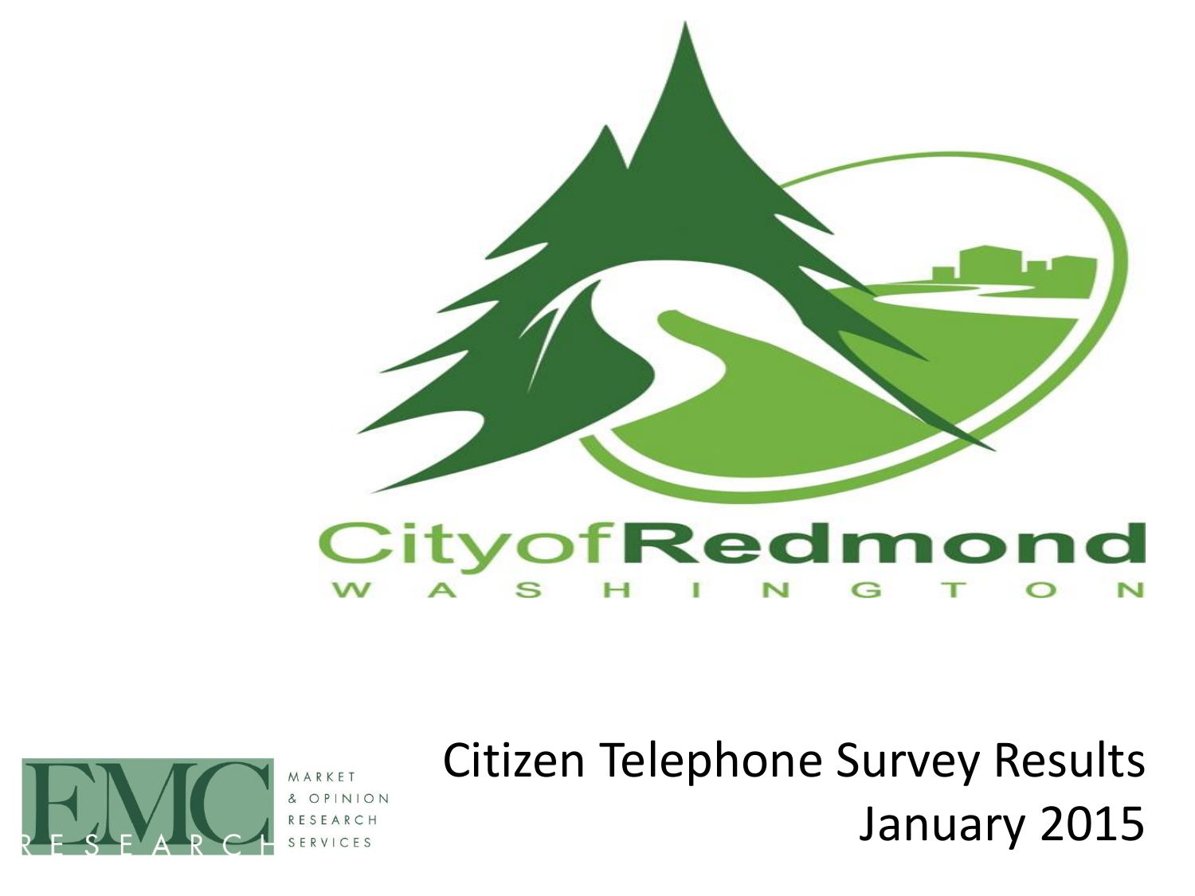# City of Redmond

WASHINGTON

EMC RESEARCH

MARKET & OPINION RESEARCH SERVICES

## Citizen Telephone Survey Results

January 2015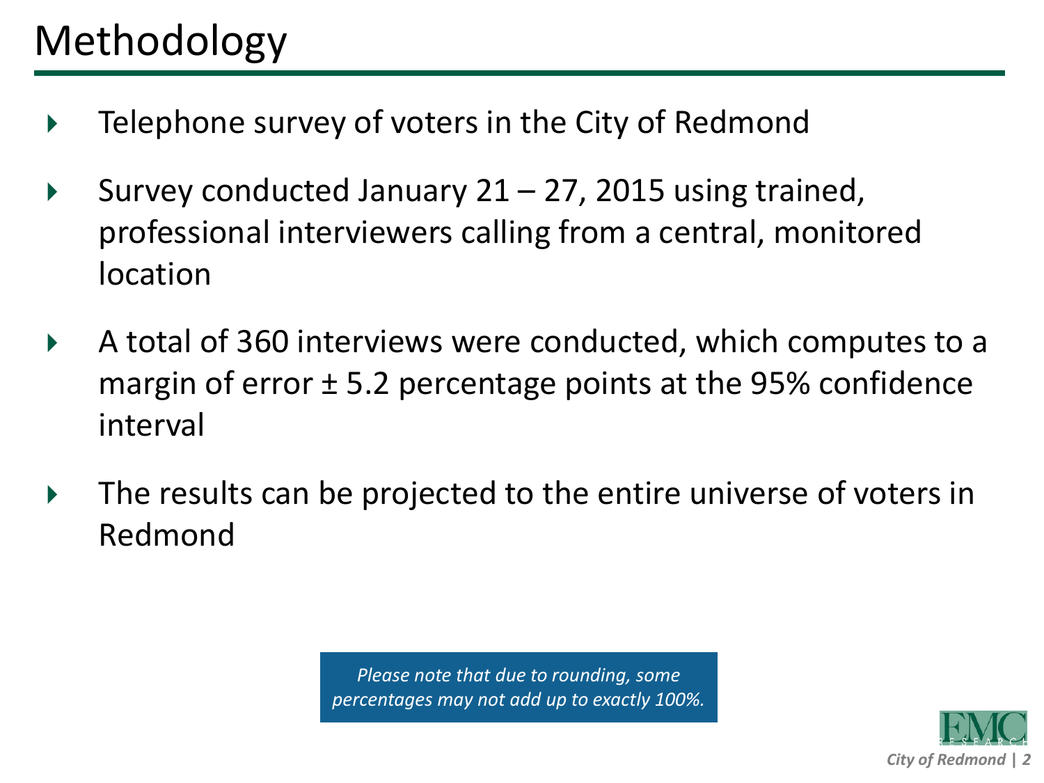# Methodology

- Telephone survey of voters in the City of Redmond
- Survey conducted January 21 – 27, 2015 using trained, professional interviewers calling from a central, monitored location
- A total of 360 interviews were conducted, which computes to a margin of error ± 5.2 percentage points at the 95% confidence interval
- The results can be projected to the entire universe of voters in Redmond

*Please note that due to rounding, some percentages may not add up to exactly 100%.*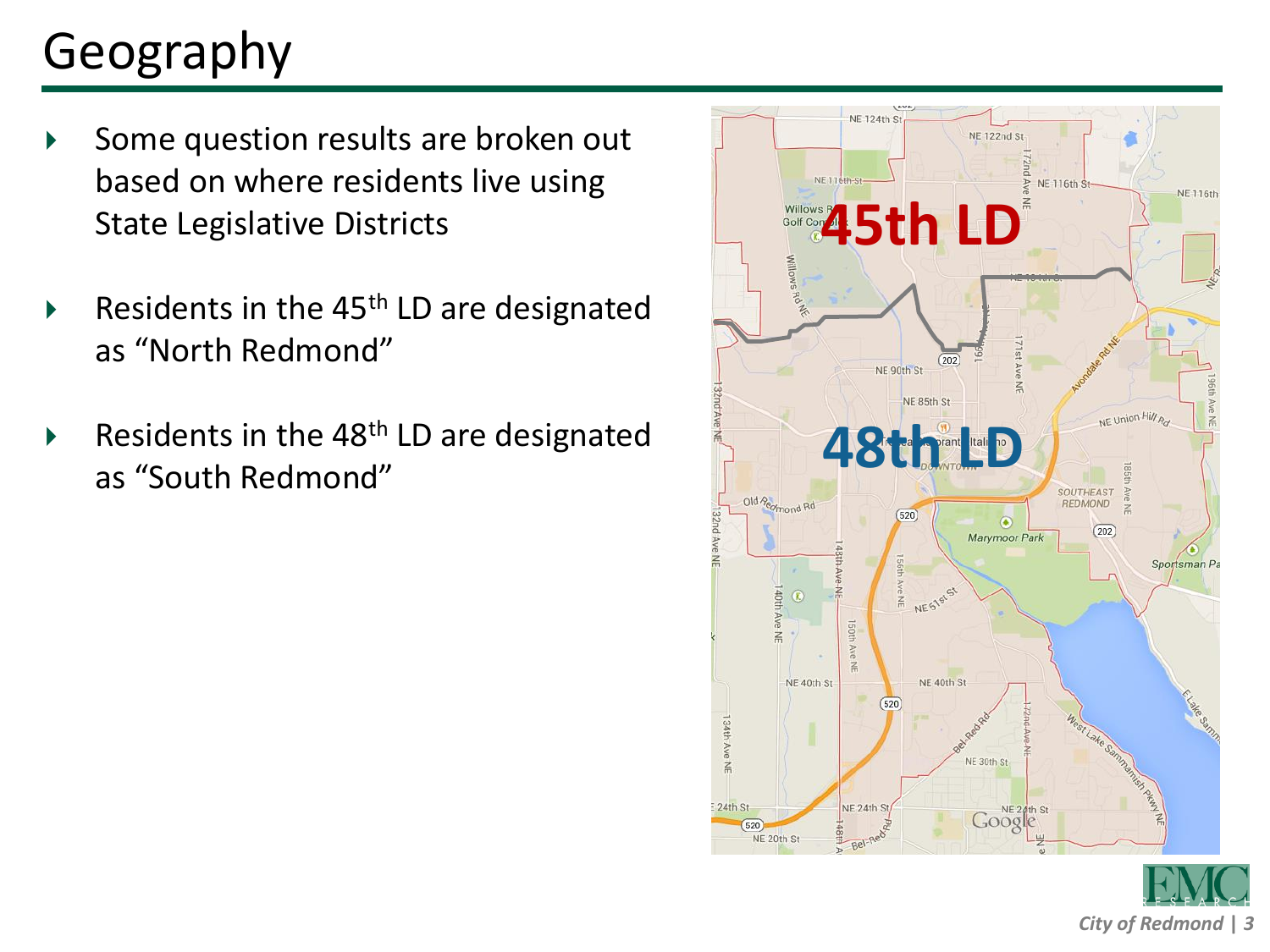# Geography

- Some question results are broken out based on where residents live using State Legislative Districts
- Residents in the 45th LD are designated as "North Redmond"
- Residents in the 48th LD are designated as "South Redmond"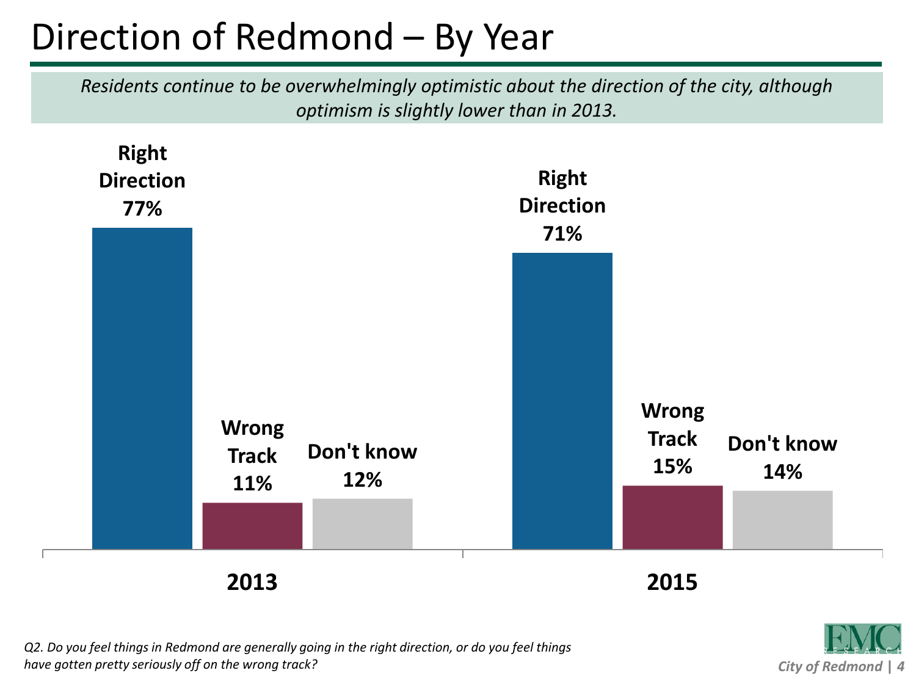# Direction of Redmond – By Year

*Residents continue to be overwhelmingly optimistic about the direction of the city, although optimism is slightly lower than in 2013.*

| | Right Direction | Wrong Track | Don't know |
|---|---|---|---|
| 2013 | 77% | 11% | 12% |
| 2015 | 71% | 15% | 14% |

*Q2. Do you feel things in Redmond are generally going in the right direction, or do you feel things have gotten pretty seriously off on the wrong track?*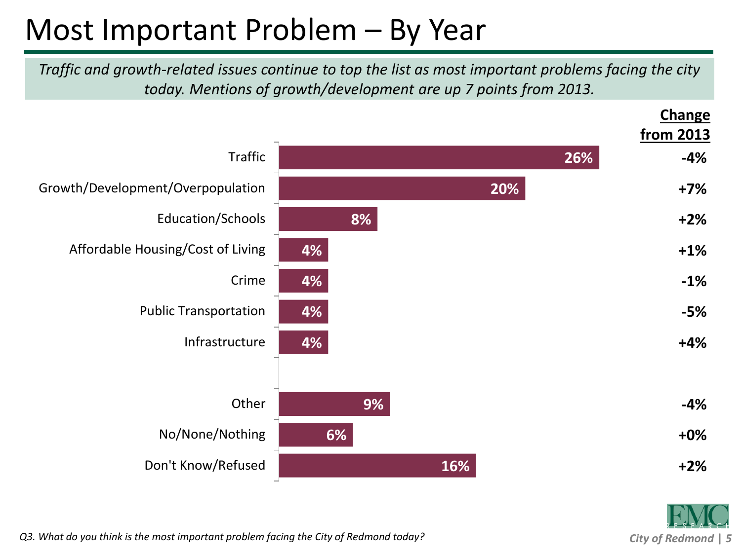# Most Important Problem – By Year

*Traffic and growth-related issues continue to top the list as most important problems facing the city today. Mentions of growth/development are up 7 points from 2013.*

| | | Change from 2013 |
|---|---|---|
| Traffic | 26% | -4% |
| Growth/Development/Overpopulation | 20% | +7% |
| Education/Schools | 8% | +2% |
| Affordable Housing/Cost of Living | 4% | +1% |
| Crime | 4% | -1% |
| Public Transportation | 4% | -5% |
| Infrastructure | 4% | +4% |
| Other | 9% | -4% |
| No/None/Nothing | 6% | +0% |
| Don't Know/Refused | 16% | +2% |

*Q3. What do you think is the most important problem facing the City of Redmond today?*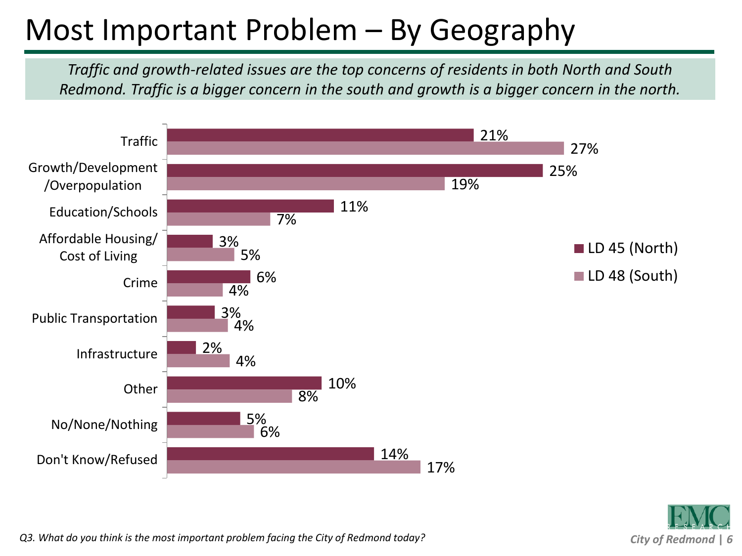# Most Important Problem – By Geography

*Traffic and growth-related issues are the top concerns of residents in both North and South Redmond. Traffic is a bigger concern in the south and growth is a bigger concern in the north.*

| | LD 45 (North) | LD 48 (South) |
|---|---|---|
| Traffic | 21% | 27% |
| Growth/Development/Overpopulation | 25% | 19% |
| Education/Schools | 11% | 7% |
| Affordable Housing/ Cost of Living | 3% | 5% |
| Crime | 6% | 4% |
| Public Transportation | 3% | 4% |
| Infrastructure | 2% | 4% |
| Other | 10% | 8% |
| No/None/Nothing | 5% | 6% |
| Don't Know/Refused | 14% | 17% |

*Q3. What do you think is the most important problem facing the City of Redmond today?*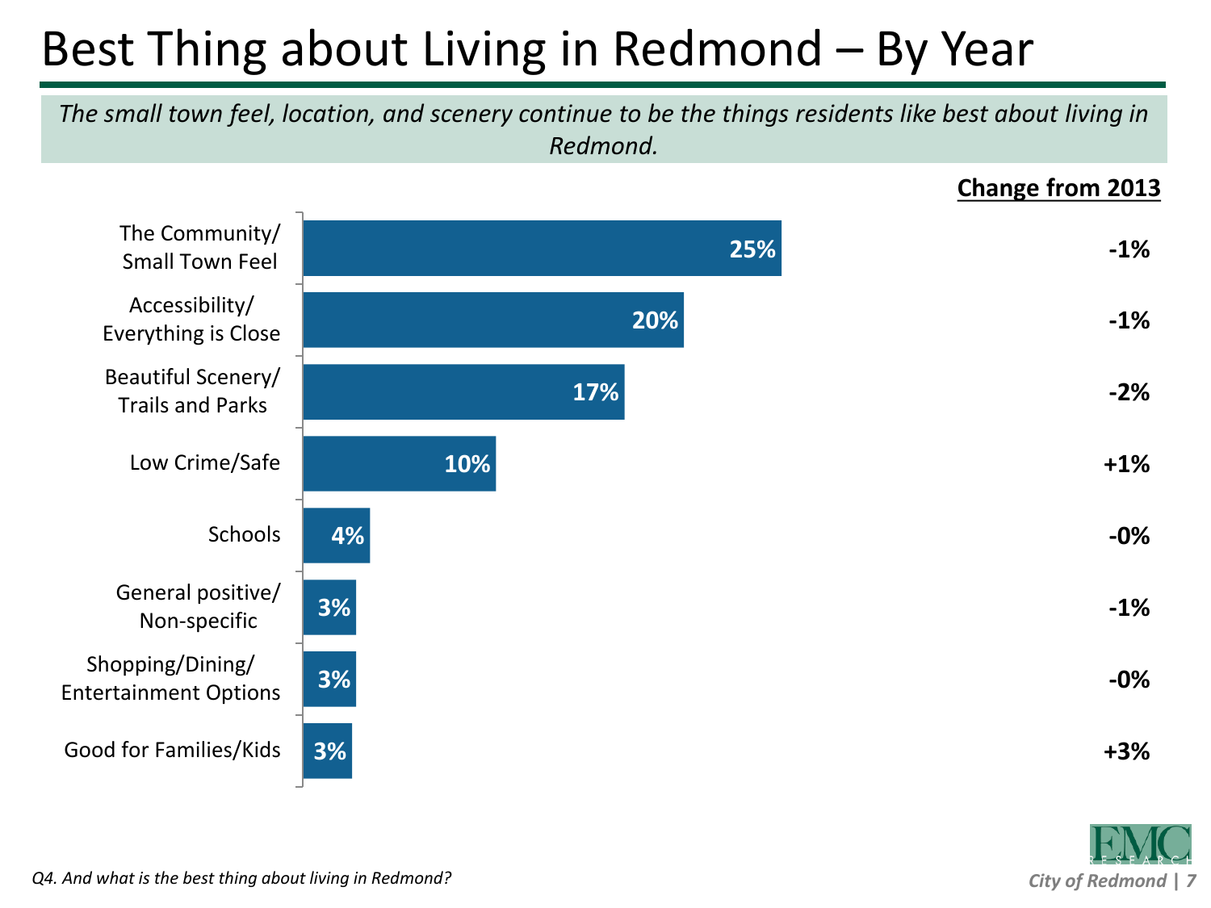# Best Thing about Living in Redmond – By Year

*The small town feel, location, and scenery continue to be the things residents like best about living in Redmond.*

| Response | % | Change from 2013 |
|---|---|---|
| The Community/ Small Town Feel | 25% | -1% |
| Accessibility/ Everything is Close | 20% | -1% |
| Beautiful Scenery/ Trails and Parks | 17% | -2% |
| Low Crime/Safe | 10% | +1% |
| Schools | 4% | -0% |
| General positive/ Non-specific | 3% | -1% |
| Shopping/Dining/ Entertainment Options | 3% | -0% |
| Good for Families/Kids | 3% | +3% |

*Q4. And what is the best thing about living in Redmond?*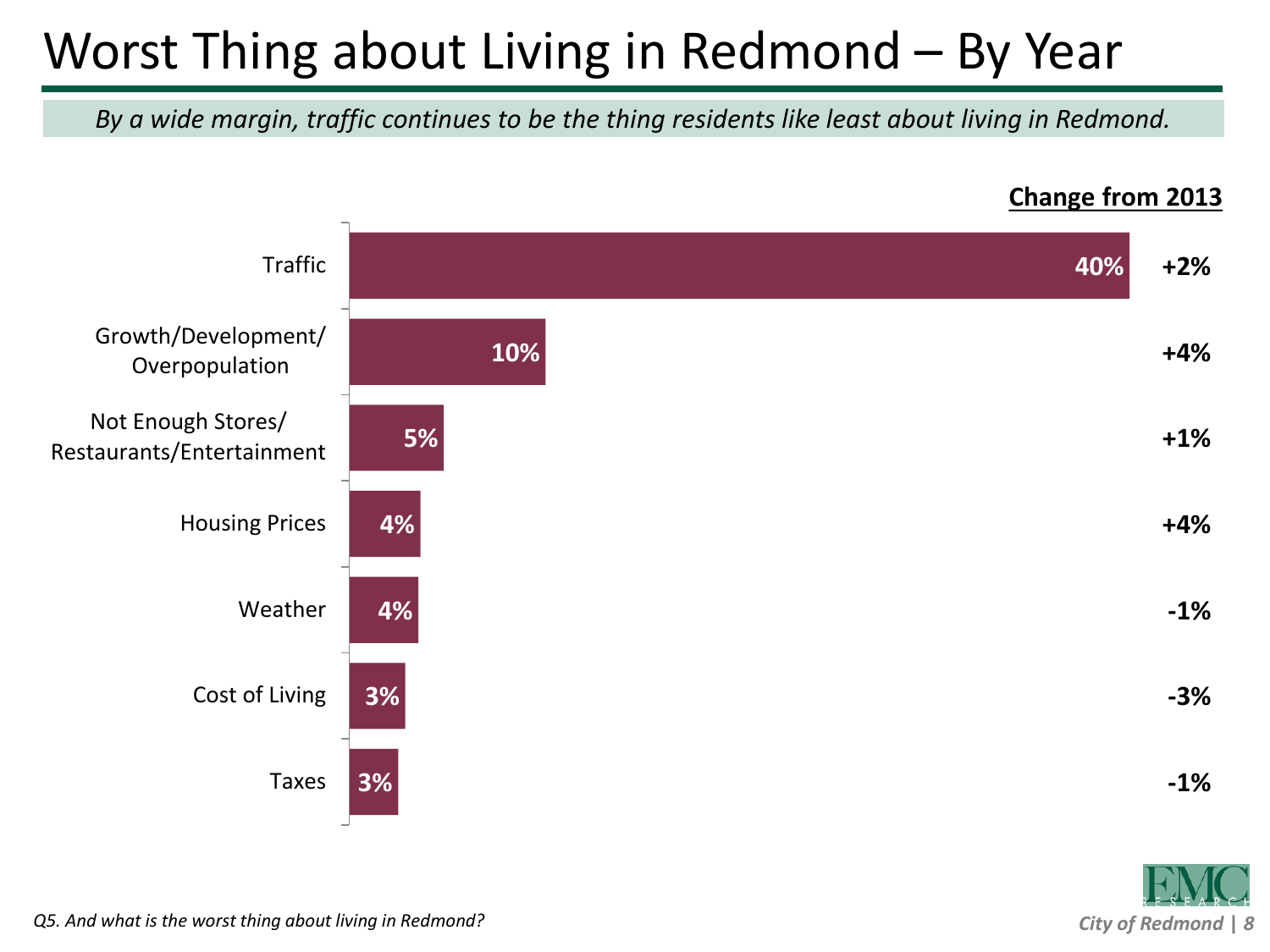# Worst Thing about Living in Redmond – By Year

*By a wide margin, traffic continues to be the thing residents like least about living in Redmond.*

| | | Change from 2013 |
|---|---|---|
| Traffic | 40% | +2% |
| Growth/Development/ Overpopulation | 10% | +4% |
| Not Enough Stores/ Restaurants/Entertainment | 5% | +1% |
| Housing Prices | 4% | +4% |
| Weather | 4% | -1% |
| Cost of Living | 3% | -3% |
| Taxes | 3% | -1% |

*Q5. And what is the worst thing about living in Redmond?*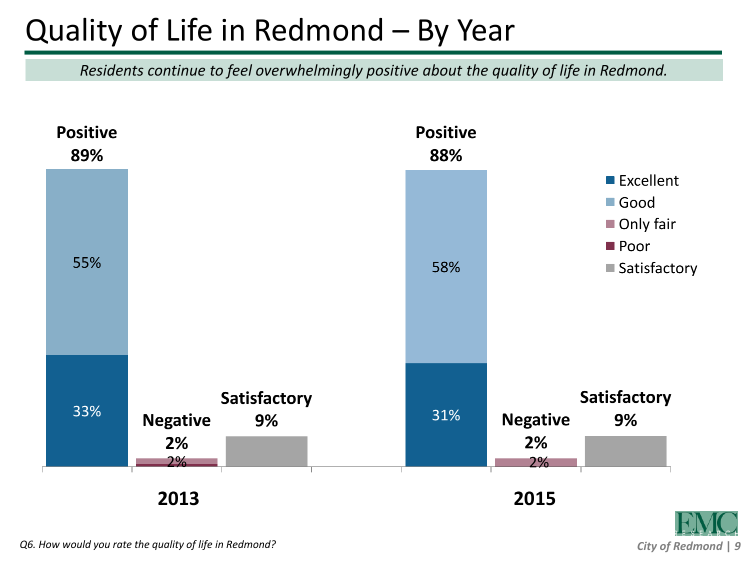# Quality of Life in Redmond – By Year

*Residents continue to feel overwhelmingly positive about the quality of life in Redmond.*

| | 2013 | 2015 |
|---|---|---|
| **Positive** | **89%** | **88%** |
| Excellent | 33% | 31% |
| Good | 55% | 58% |
| **Negative** | **2%** | **2%** |
| Only fair | 2% | 2% |
| Poor | | |
| **Satisfactory** | **9%** | **9%** |

*Q6. How would you rate the quality of life in Redmond?*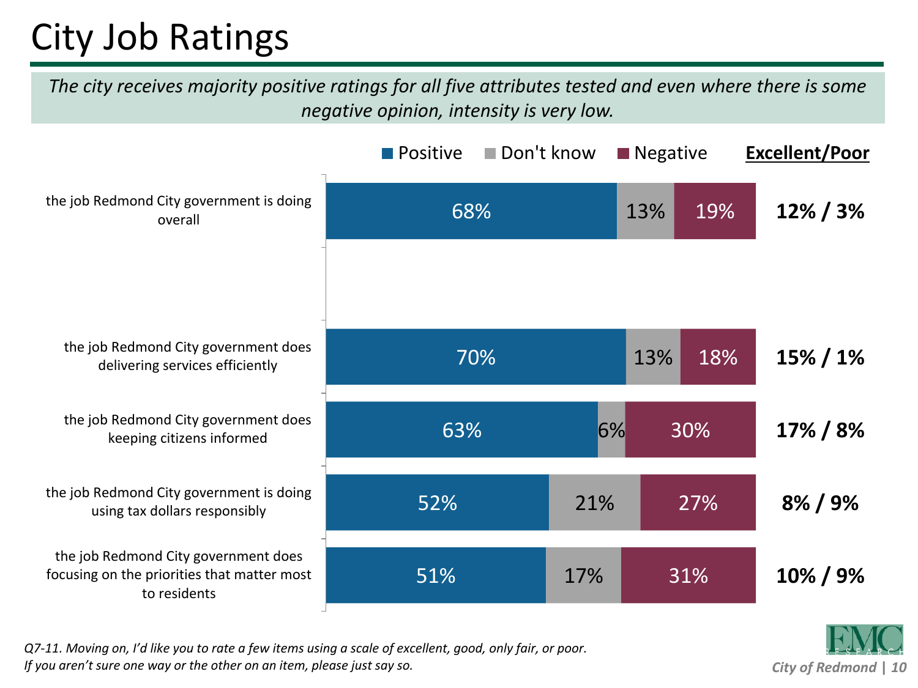# City Job Ratings

*The city receives majority positive ratings for all five attributes tested and even where there is some negative opinion, intensity is very low.*

| | Positive | Don't know | Negative | **Excellent/Poor** |
|---|---|---|---|---|
| the job Redmond City government is doing overall | 68% | 13% | 19% | **12% / 3%** |
| the job Redmond City government does delivering services efficiently | 70% | 13% | 18% | **15% / 1%** |
| the job Redmond City government does keeping citizens informed | 63% | 6% | 30% | **17% / 8%** |
| the job Redmond City government is doing using tax dollars responsibly | 52% | 21% | 27% | **8% / 9%** |
| the job Redmond City government does focusing on the priorities that matter most to residents | 51% | 17% | 31% | **10% / 9%** |

*Q7-11. Moving on, I'd like you to rate a few items using a scale of excellent, good, only fair, or poor. If you aren't sure one way or the other on an item, please just say so.*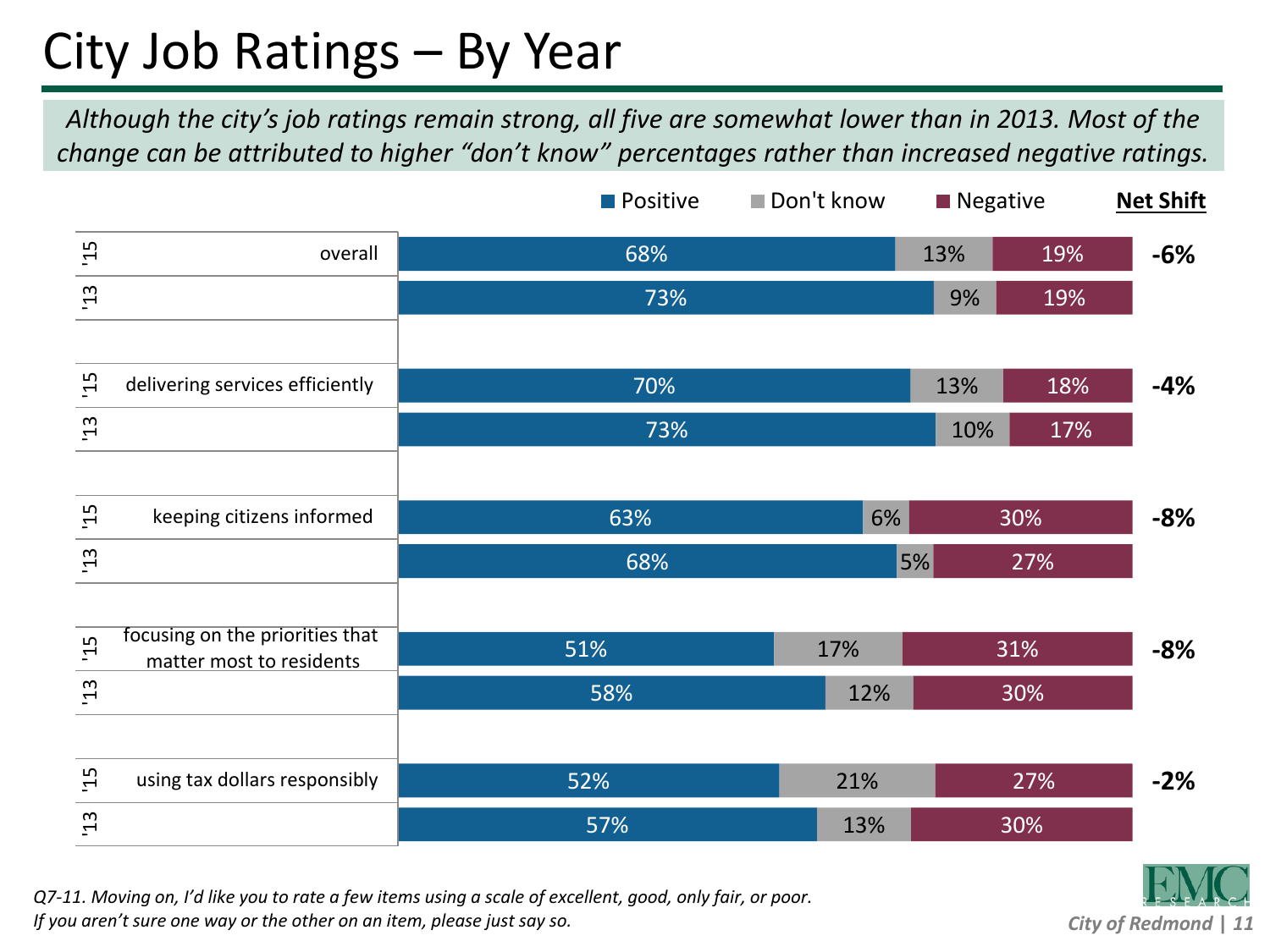# City Job Ratings – By Year

*Although the city's job ratings remain strong, all five are somewhat lower than in 2013. Most of the change can be attributed to higher "don't know" percentages rather than increased negative ratings.*

| Item | Year | Positive | Don't know | Negative | Net Shift |
|---|---|---|---|---|---|
| overall | '15 | 68% | 13% | 19% | -6% |
| | '13 | 73% | 9% | 19% | |
| delivering services efficiently | '15 | 70% | 13% | 18% | -4% |
| | '13 | 73% | 10% | 17% | |
| keeping citizens informed | '15 | 63% | 6% | 30% | -8% |
| | '13 | 68% | 5% | 27% | |
| focusing on the priorities that matter most to residents | '15 | 51% | 17% | 31% | -8% |
| | '13 | 58% | 12% | 30% | |
| using tax dollars responsibly | '15 | 52% | 21% | 27% | -2% |
| | '13 | 57% | 13% | 30% | |

*Q7-11. Moving on, I'd like you to rate a few items using a scale of excellent, good, only fair, or poor. If you aren't sure one way or the other on an item, please just say so.*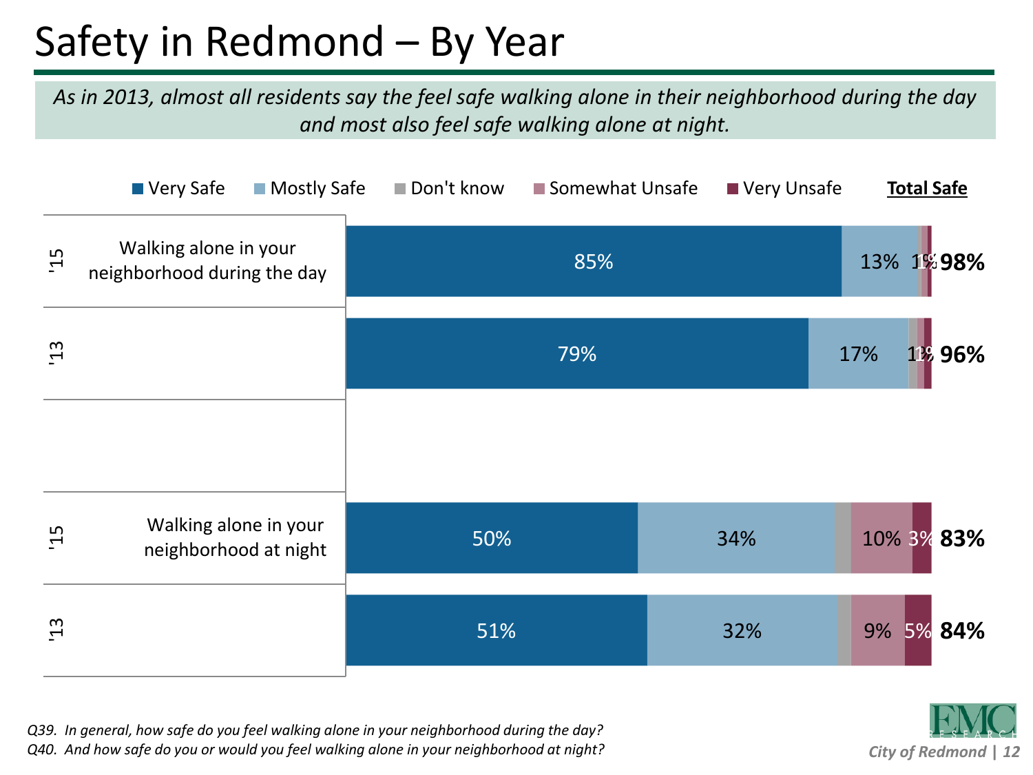# Safety in Redmond – By Year

*As in 2013, almost all residents say the feel safe walking alone in their neighborhood during the day and most also feel safe walking alone at night.*

| Question | Year | Very Safe | Mostly Safe | Don't know | Somewhat Unsafe | Very Unsafe | **Total Safe** |
|---|---|---|---|---|---|---|---|
| Walking alone in your neighborhood during the day | '15 | 85% | 13% | | 1% | 1% | **98%** |
| | '13 | 79% | 17% | 1% | 1% | 1% | **96%** |
| Walking alone in your neighborhood at night | '15 | 50% | 34% | | 10% | 3% | **83%** |
| | '13 | 51% | 32% | | 9% | 5% | **84%** |

*Q39. In general, how safe do you feel walking alone in your neighborhood during the day?*
*Q40. And how safe do you or would you feel walking alone in your neighborhood at night?*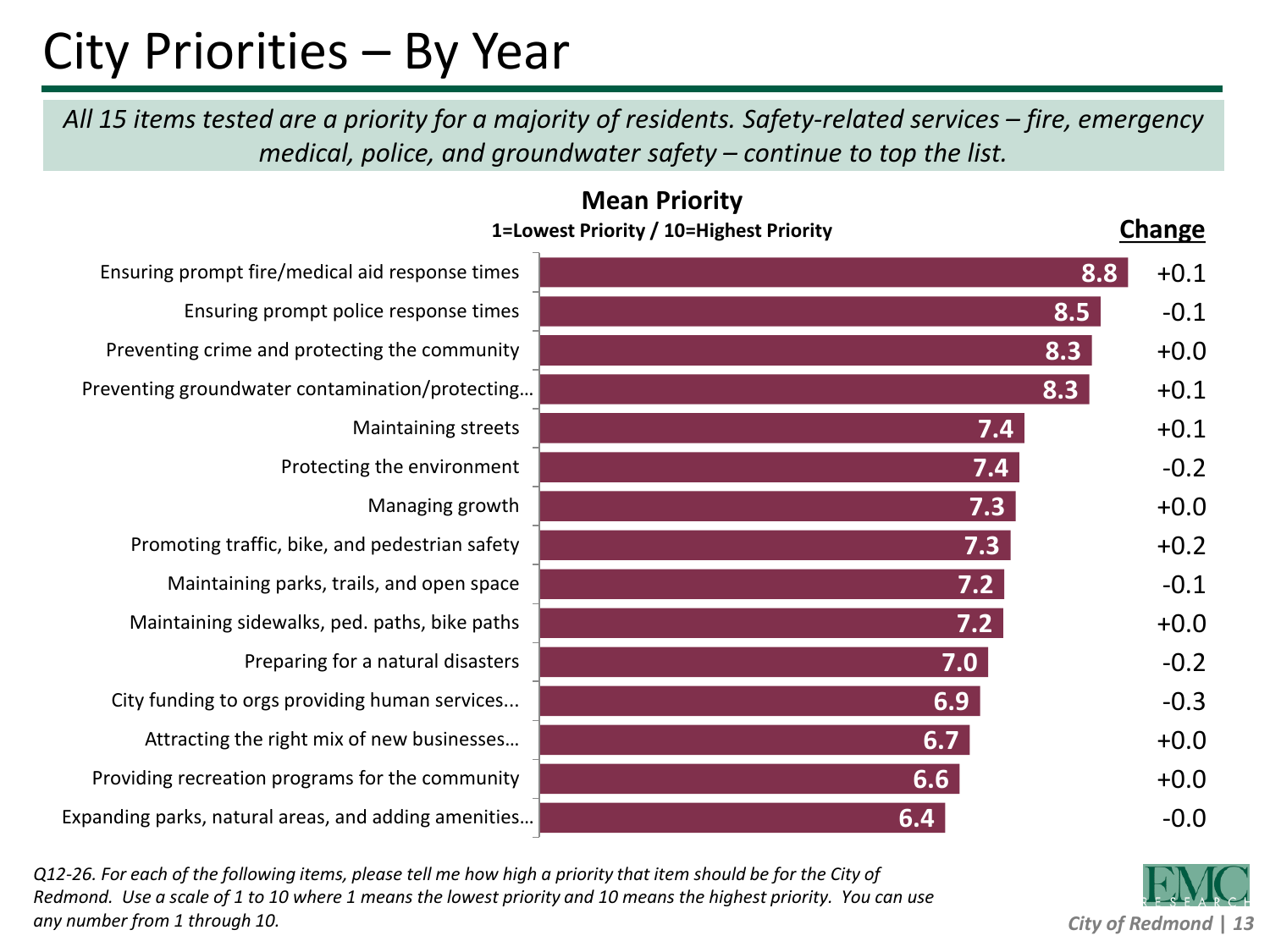# City Priorities – By Year

*All 15 items tested are a priority for a majority of residents. Safety-related services – fire, emergency medical, police, and groundwater safety – continue to top the list.*

**Mean Priority**
**1=Lowest Priority / 10=Highest Priority**

| Item | Mean Priority | Change |
| --- | --- | --- |
| Ensuring prompt fire/medical aid response times | 8.8 | +0.1 |
| Ensuring prompt police response times | 8.5 | -0.1 |
| Preventing crime and protecting the community | 8.3 | +0.0 |
| Preventing groundwater contamination/protecting… | 8.3 | +0.1 |
| Maintaining streets | 7.4 | +0.1 |
| Protecting the environment | 7.4 | -0.2 |
| Managing growth | 7.3 | +0.0 |
| Promoting traffic, bike, and pedestrian safety | 7.3 | +0.2 |
| Maintaining parks, trails, and open space | 7.2 | -0.1 |
| Maintaining sidewalks, ped. paths, bike paths | 7.2 | +0.0 |
| Preparing for a natural disasters | 7.0 | -0.2 |
| City funding to orgs providing human services... | 6.9 | -0.3 |
| Attracting the right mix of new businesses… | 6.7 | +0.0 |
| Providing recreation programs for the community | 6.6 | +0.0 |
| Expanding parks, natural areas, and adding amenities… | 6.4 | -0.0 |

*Q12-26. For each of the following items, please tell me how high a priority that item should be for the City of Redmond. Use a scale of 1 to 10 where 1 means the lowest priority and 10 means the highest priority. You can use any number from 1 through 10.*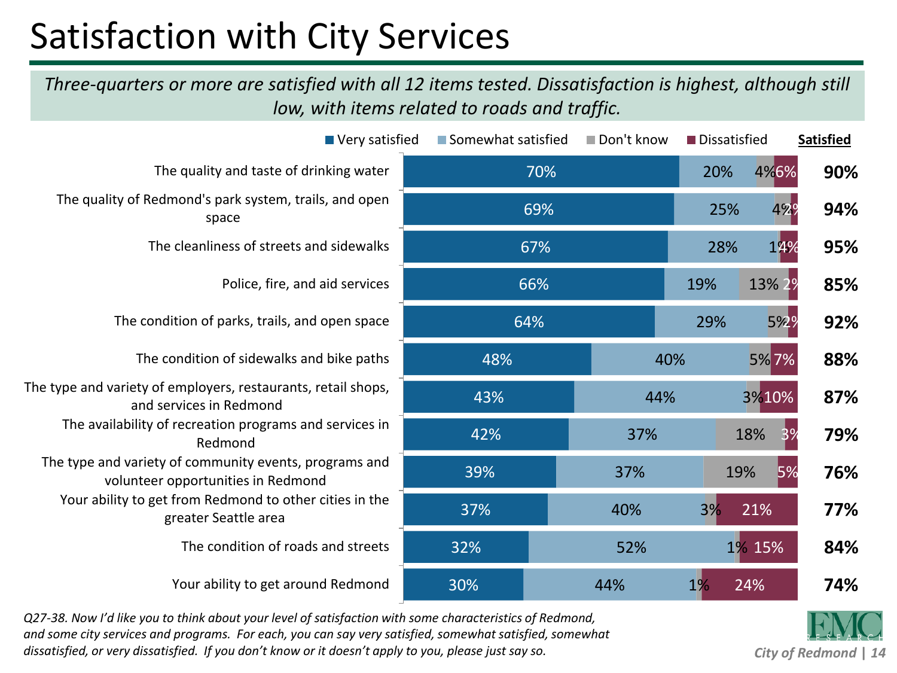# Satisfaction with City Services

*Three-quarters or more are satisfied with all 12 items tested. Dissatisfaction is highest, although still low, with items related to roads and traffic.*

| Item | Very satisfied | Somewhat satisfied | Don't know | Dissatisfied | Satisfied |
|---|---|---|---|---|---|
| The quality and taste of drinking water | 70% | 20% | 4% | 6% | 90% |
| The quality of Redmond's park system, trails, and open space | 69% | 25% | 4% | 2% | 94% |
| The cleanliness of streets and sidewalks | 67% | 28% | 1% | 4% | 95% |
| Police, fire, and aid services | 66% | 19% | 13% | 2% | 85% |
| The condition of parks, trails, and open space | 64% | 29% | 5% | 2% | 92% |
| The condition of sidewalks and bike paths | 48% | 40% | 5% | 7% | 88% |
| The type and variety of employers, restaurants, retail shops, and services in Redmond | 43% | 44% | 3% | 10% | 87% |
| The availability of recreation programs and services in Redmond | 42% | 37% | 18% | 3% | 79% |
| The type and variety of community events, programs and volunteer opportunities in Redmond | 39% | 37% | 19% | 5% | 76% |
| Your ability to get from Redmond to other cities in the greater Seattle area | 37% | 40% | 3% | 21% | 77% |
| The condition of roads and streets | 32% | 52% | 1% | 15% | 84% |
| Your ability to get around Redmond | 30% | 44% | 1% | 24% | 74% |

*Q27-38. Now I'd like you to think about your level of satisfaction with some characteristics of Redmond, and some city services and programs. For each, you can say very satisfied, somewhat satisfied, somewhat dissatisfied, or very dissatisfied. If you don't know or it doesn't apply to you, please just say so.*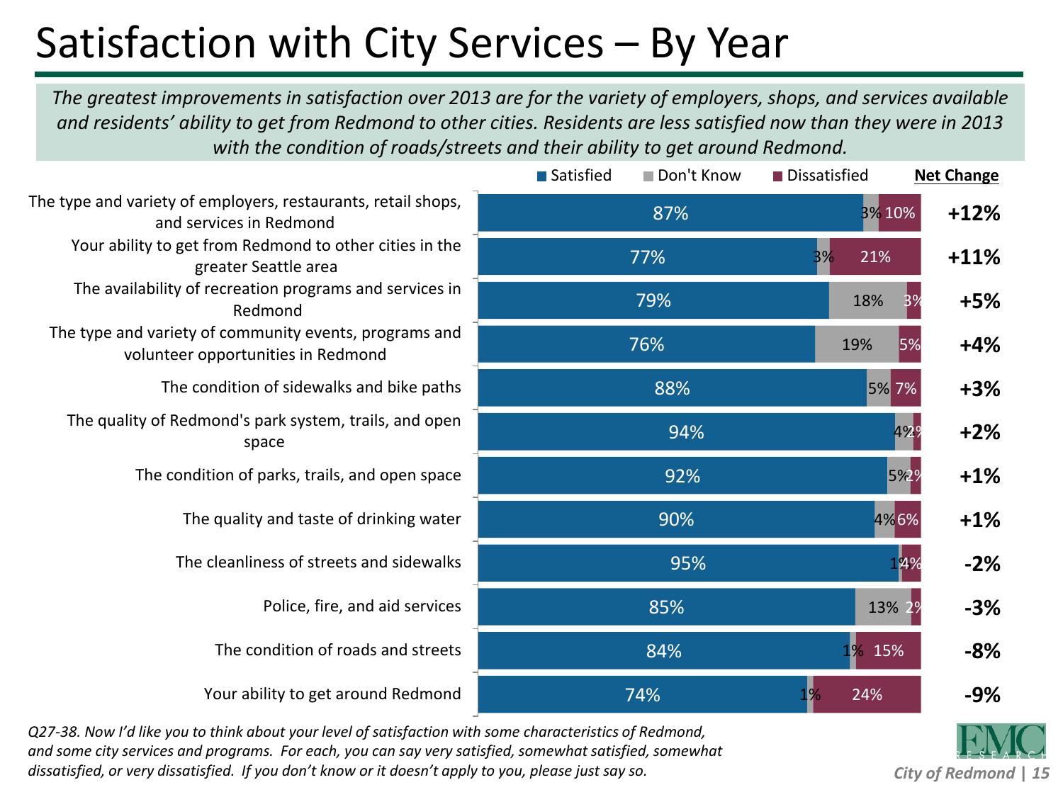# Satisfaction with City Services – By Year

*The greatest improvements in satisfaction over 2013 are for the variety of employers, shops, and services available and residents' ability to get from Redmond to other cities. Residents are less satisfied now than they were in 2013 with the condition of roads/streets and their ability to get around Redmond.*

| | Satisfied | Don't Know | Dissatisfied | **Net Change** |
|---|---|---|---|---|
| The type and variety of employers, restaurants, retail shops, and services in Redmond | 87% | 3% | 10% | **+12%** |
| Your ability to get from Redmond to other cities in the greater Seattle area | 77% | 3% | 21% | **+11%** |
| The availability of recreation programs and services in Redmond | 79% | 18% | 3% | **+5%** |
| The type and variety of community events, programs and volunteer opportunities in Redmond | 76% | 19% | 5% | **+4%** |
| The condition of sidewalks and bike paths | 88% | 5% | 7% | **+3%** |
| The quality of Redmond's park system, trails, and open space | 94% | 4% | 2% | **+2%** |
| The condition of parks, trails, and open space | 92% | 5% | 2% | **+1%** |
| The quality and taste of drinking water | 90% | 4% | 6% | **+1%** |
| The cleanliness of streets and sidewalks | 95% | 1% | 4% | **-2%** |
| Police, fire, and aid services | 85% | 13% | 2% | **-3%** |
| The condition of roads and streets | 84% | 1% | 15% | **-8%** |
| Your ability to get around Redmond | 74% | 1% | 24% | **-9%** |

*Q27-38. Now I'd like you to think about your level of satisfaction with some characteristics of Redmond, and some city services and programs. For each, you can say very satisfied, somewhat satisfied, somewhat dissatisfied, or very dissatisfied. If you don't know or it doesn't apply to you, please just say so.*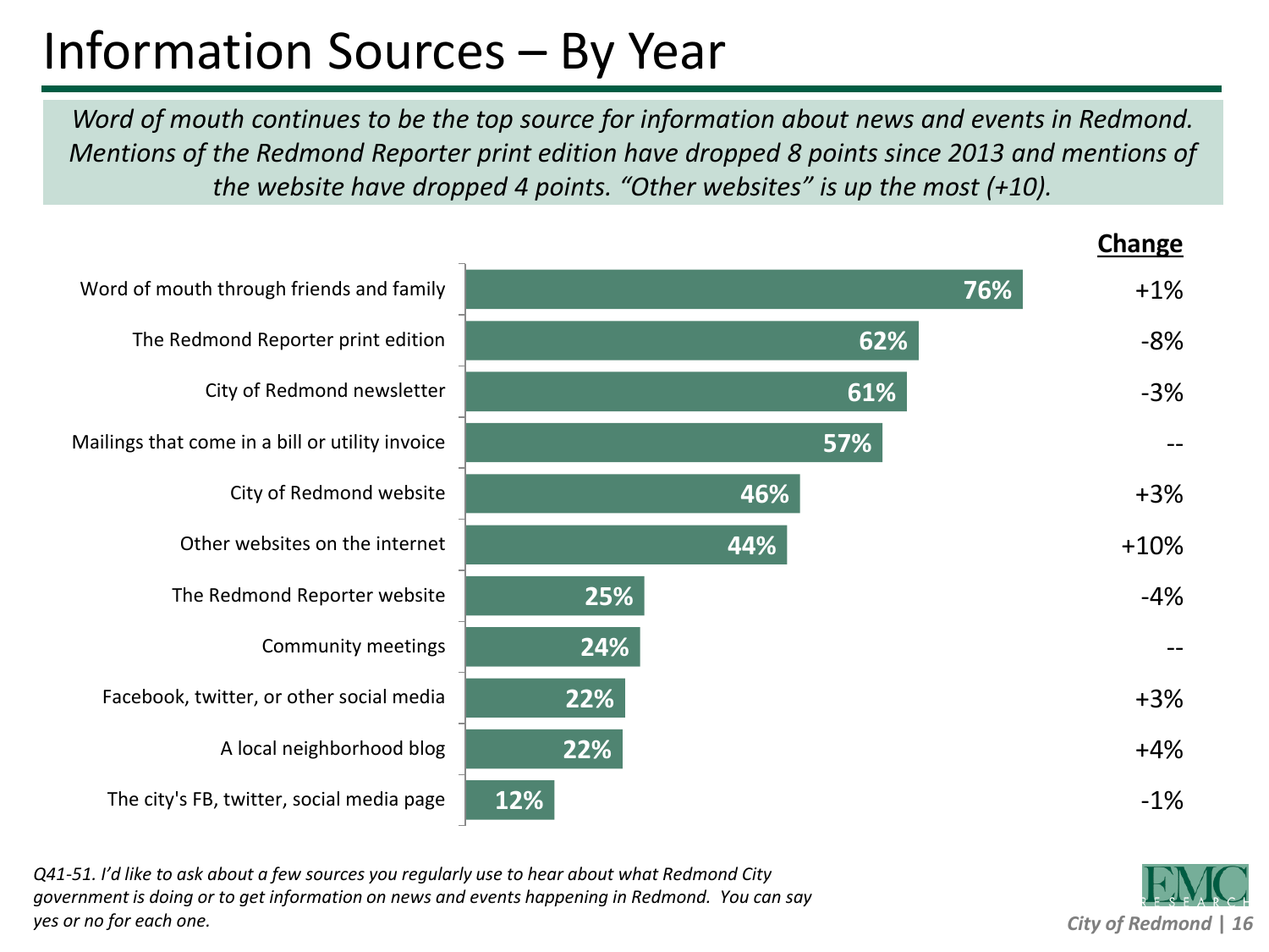# Information Sources – By Year

*Word of mouth continues to be the top source for information about news and events in Redmond. Mentions of the Redmond Reporter print edition have dropped 8 points since 2013 and mentions of the website have dropped 4 points. "Other websites" is up the most (+10).*

| Source | % | Change |
|---|---|---|
| Word of mouth through friends and family | 76% | +1% |
| The Redmond Reporter print edition | 62% | -8% |
| City of Redmond newsletter | 61% | -3% |
| Mailings that come in a bill or utility invoice | 57% | -- |
| City of Redmond website | 46% | +3% |
| Other websites on the internet | 44% | +10% |
| The Redmond Reporter website | 25% | -4% |
| Community meetings | 24% | -- |
| Facebook, twitter, or other social media | 22% | +3% |
| A local neighborhood blog | 22% | +4% |
| The city's FB, twitter, social media page | 12% | -1% |

*Q41-51. I'd like to ask about a few sources you regularly use to hear about what Redmond City government is doing or to get information on news and events happening in Redmond. You can say yes or no for each one.*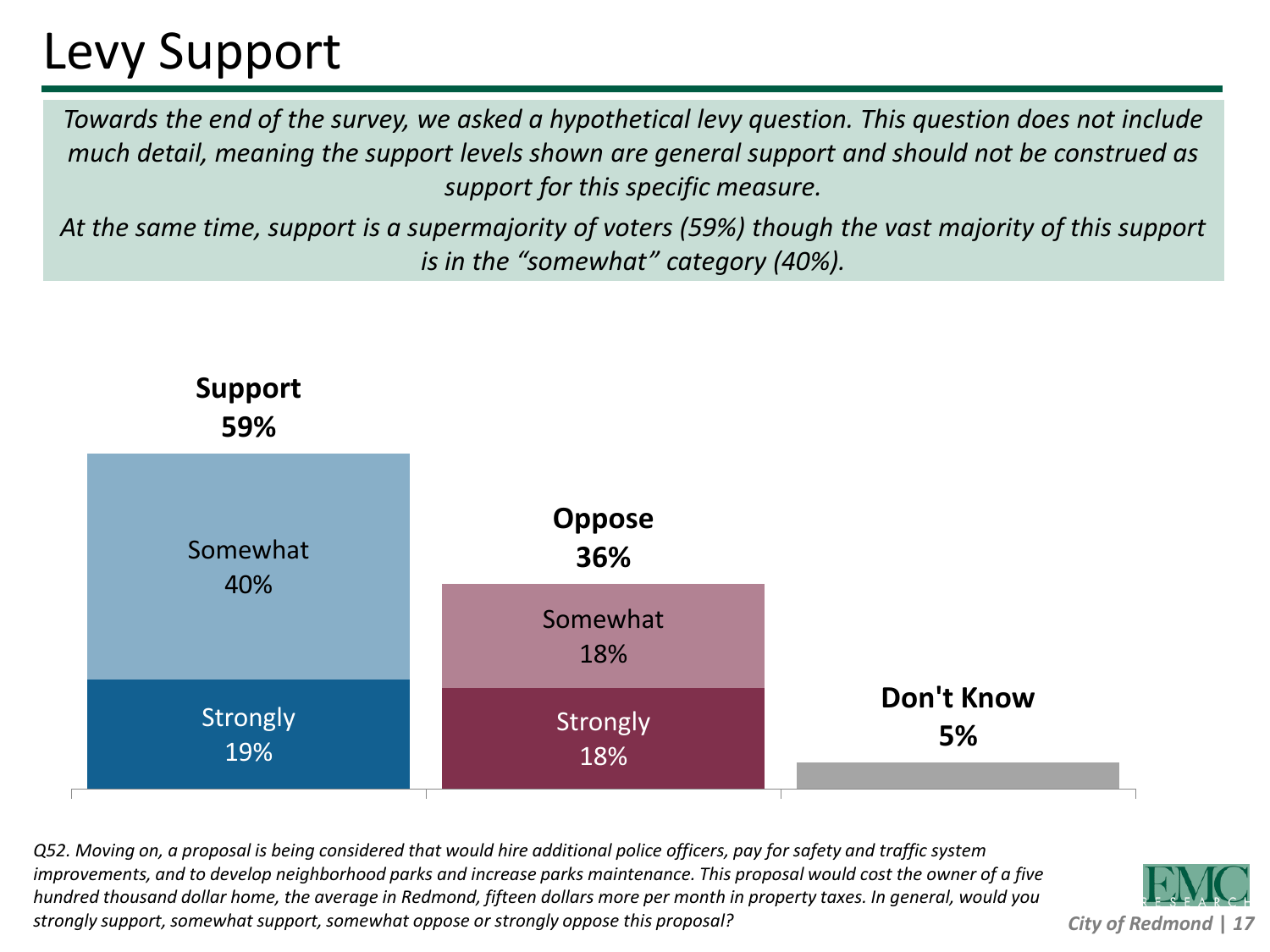# Levy Support

*Towards the end of the survey, we asked a hypothetical levy question. This question does not include much detail, meaning the support levels shown are general support and should not be construed as support for this specific measure.*

*At the same time, support is a supermajority of voters (59%) though the vast majority of this support is in the "somewhat" category (40%).*

| | Support 59% | Oppose 36% | Don't Know 5% |
|---|---|---|---|
| Somewhat | 40% | 18% | |
| Strongly | 19% | 18% | |

*Q52. Moving on, a proposal is being considered that would hire additional police officers, pay for safety and traffic system improvements, and to develop neighborhood parks and increase parks maintenance. This proposal would cost the owner of a five hundred thousand dollar home, the average in Redmond, fifteen dollars more per month in property taxes. In general, would you strongly support, somewhat support, somewhat oppose or strongly oppose this proposal?*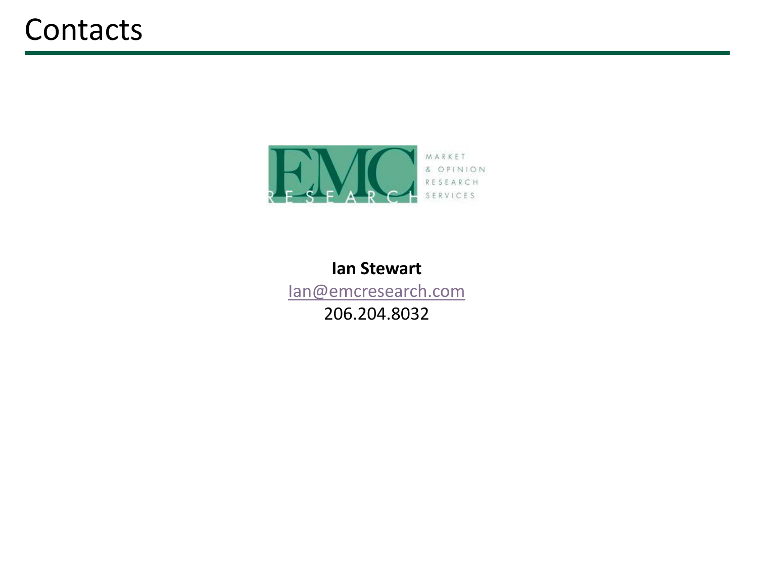# Contacts

EMC RESEARCH

MARKET & OPINION RESEARCH SERVICES

**Ian Stewart**
Ian@emcresearch.com
206.204.8032